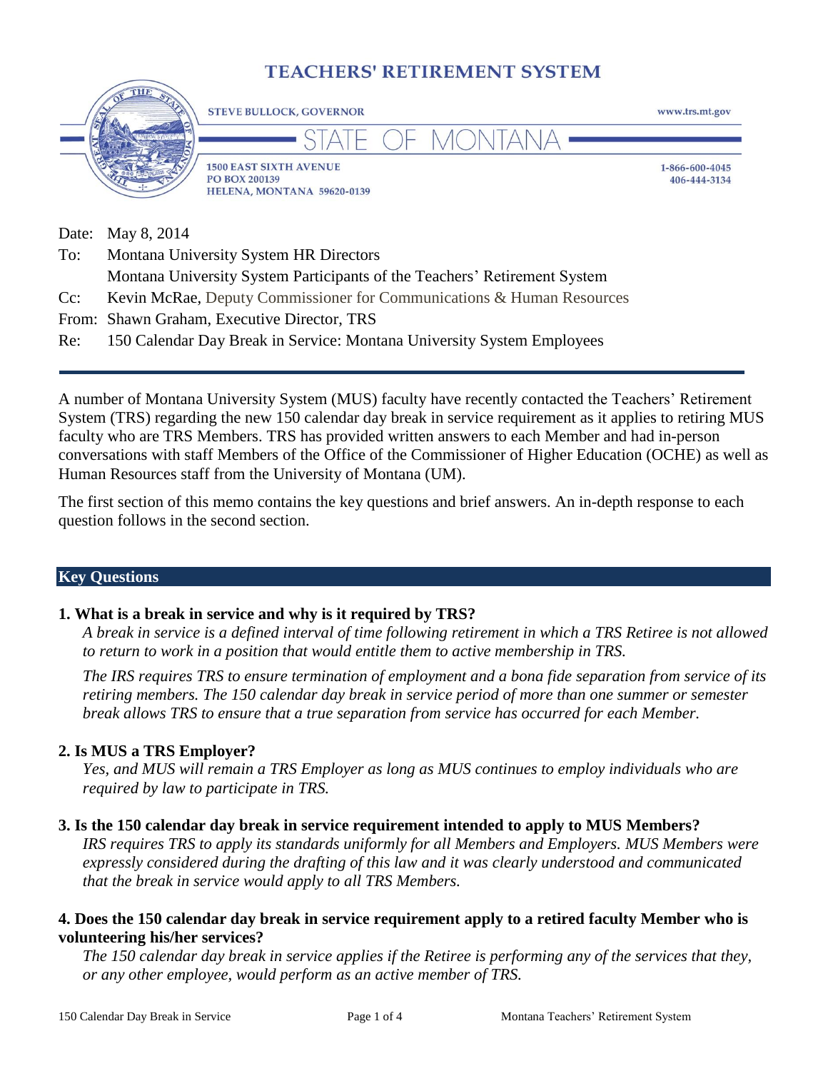# TEACHERS' RETIREMENT SYSTEM

STEVE BULLOCK, GOVERNOR

www.trs.mt.gov

STATE OF MONTANA

1500 EAST SIXTH AVENUE
PO BOX 200139
HELENA, MONTANA 59620-0139

1-866-600-4045
406-444-3134

Date: May 8, 2014

To: Montana University System HR Directors
Montana University System Participants of the Teachers' Retirement System

Cc: Kevin McRae, Deputy Commissioner for Communications & Human Resources

From: Shawn Graham, Executive Director, TRS

Re: 150 Calendar Day Break in Service: Montana University System Employees

---

A number of Montana University System (MUS) faculty have recently contacted the Teachers' Retirement System (TRS) regarding the new 150 calendar day break in service requirement as it applies to retiring MUS faculty who are TRS Members. TRS has provided written answers to each Member and had in-person conversations with staff Members of the Office of the Commissioner of Higher Education (OCHE) as well as Human Resources staff from the University of Montana (UM).

The first section of this memo contains the key questions and brief answers. An in-depth response to each question follows in the second section.

## Key Questions

**1. What is a break in service and why is it required by TRS?**

*A break in service is a defined interval of time following retirement in which a TRS Retiree is not allowed to return to work in a position that would entitle them to active membership in TRS.*

*The IRS requires TRS to ensure termination of employment and a bona fide separation from service of its retiring members. The 150 calendar day break in service period of more than one summer or semester break allows TRS to ensure that a true separation from service has occurred for each Member.*

**2. Is MUS a TRS Employer?**

*Yes, and MUS will remain a TRS Employer as long as MUS continues to employ individuals who are required by law to participate in TRS.*

**3. Is the 150 calendar day break in service requirement intended to apply to MUS Members?**

*IRS requires TRS to apply its standards uniformly for all Members and Employers. MUS Members were expressly considered during the drafting of this law and it was clearly understood and communicated that the break in service would apply to all TRS Members.*

**4. Does the 150 calendar day break in service requirement apply to a retired faculty Member who is volunteering his/her services?**

*The 150 calendar day break in service applies if the Retiree is performing any of the services that they, or any other employee, would perform as an active member of TRS.*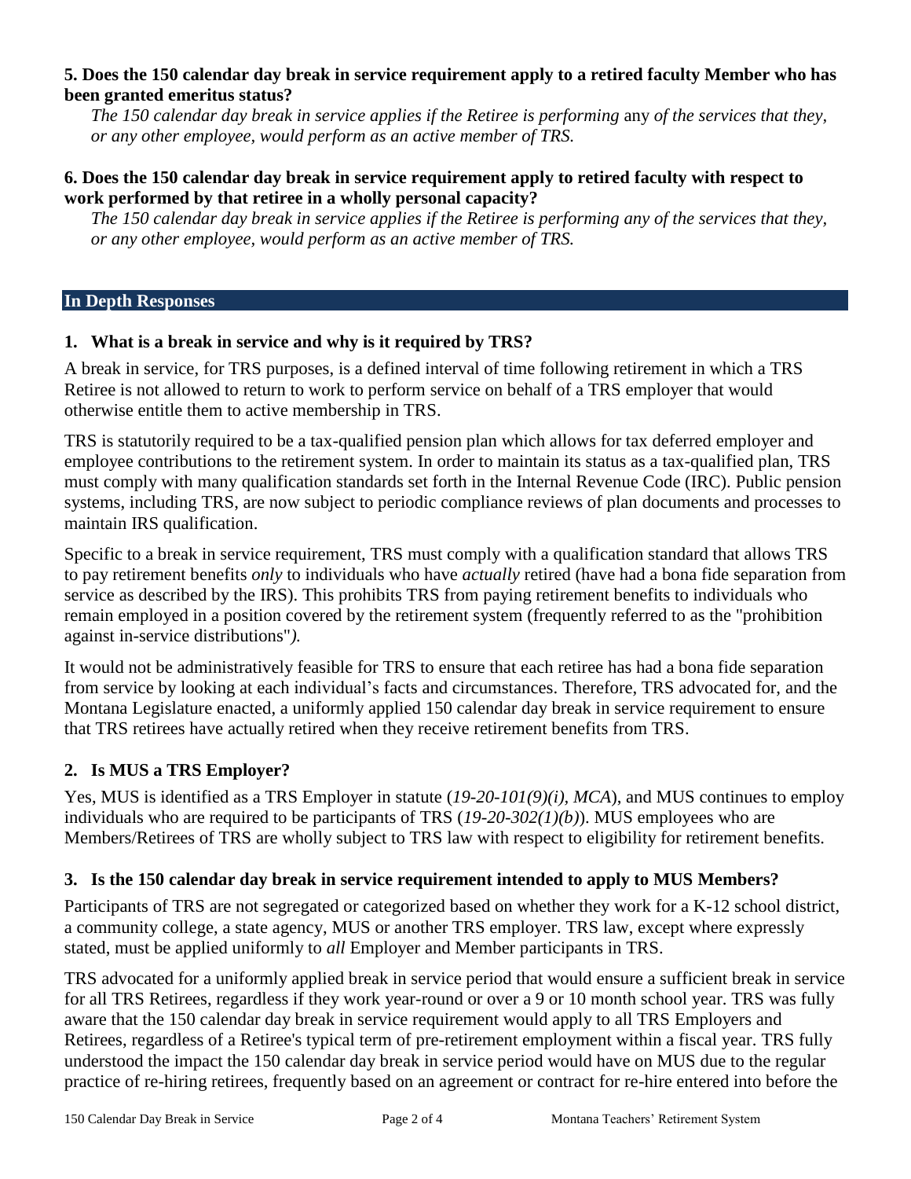**5. Does the 150 calendar day break in service requirement apply to a retired faculty Member who has been granted emeritus status?**

*The 150 calendar day break in service applies if the Retiree is performing* any *of the services that they, or any other employee, would perform as an active member of TRS.*

**6. Does the 150 calendar day break in service requirement apply to retired faculty with respect to work performed by that retiree in a wholly personal capacity?**

*The 150 calendar day break in service applies if the Retiree is performing any of the services that they, or any other employee, would perform as an active member of TRS.*

## In Depth Responses

### 1. What is a break in service and why is it required by TRS?

A break in service, for TRS purposes, is a defined interval of time following retirement in which a TRS Retiree is not allowed to return to work to perform service on behalf of a TRS employer that would otherwise entitle them to active membership in TRS.

TRS is statutorily required to be a tax-qualified pension plan which allows for tax deferred employer and employee contributions to the retirement system. In order to maintain its status as a tax-qualified plan, TRS must comply with many qualification standards set forth in the Internal Revenue Code (IRC). Public pension systems, including TRS, are now subject to periodic compliance reviews of plan documents and processes to maintain IRS qualification.

Specific to a break in service requirement, TRS must comply with a qualification standard that allows TRS to pay retirement benefits *only* to individuals who have *actually* retired (have had a bona fide separation from service as described by the IRS). This prohibits TRS from paying retirement benefits to individuals who remain employed in a position covered by the retirement system (frequently referred to as the "prohibition against in-service distributions"*).*

It would not be administratively feasible for TRS to ensure that each retiree has had a bona fide separation from service by looking at each individual's facts and circumstances. Therefore, TRS advocated for, and the Montana Legislature enacted, a uniformly applied 150 calendar day break in service requirement to ensure that TRS retirees have actually retired when they receive retirement benefits from TRS.

### 2. Is MUS a TRS Employer?

Yes, MUS is identified as a TRS Employer in statute (*19-20-101(9)(i), MCA*), and MUS continues to employ individuals who are required to be participants of TRS (*19-20-302(1)(b)*). MUS employees who are Members/Retirees of TRS are wholly subject to TRS law with respect to eligibility for retirement benefits.

### 3. Is the 150 calendar day break in service requirement intended to apply to MUS Members?

Participants of TRS are not segregated or categorized based on whether they work for a K-12 school district, a community college, a state agency, MUS or another TRS employer. TRS law, except where expressly stated, must be applied uniformly to *all* Employer and Member participants in TRS.

TRS advocated for a uniformly applied break in service period that would ensure a sufficient break in service for all TRS Retirees, regardless if they work year-round or over a 9 or 10 month school year. TRS was fully aware that the 150 calendar day break in service requirement would apply to all TRS Employers and Retirees, regardless of a Retiree's typical term of pre-retirement employment within a fiscal year. TRS fully understood the impact the 150 calendar day break in service period would have on MUS due to the regular practice of re-hiring retirees, frequently based on an agreement or contract for re-hire entered into before the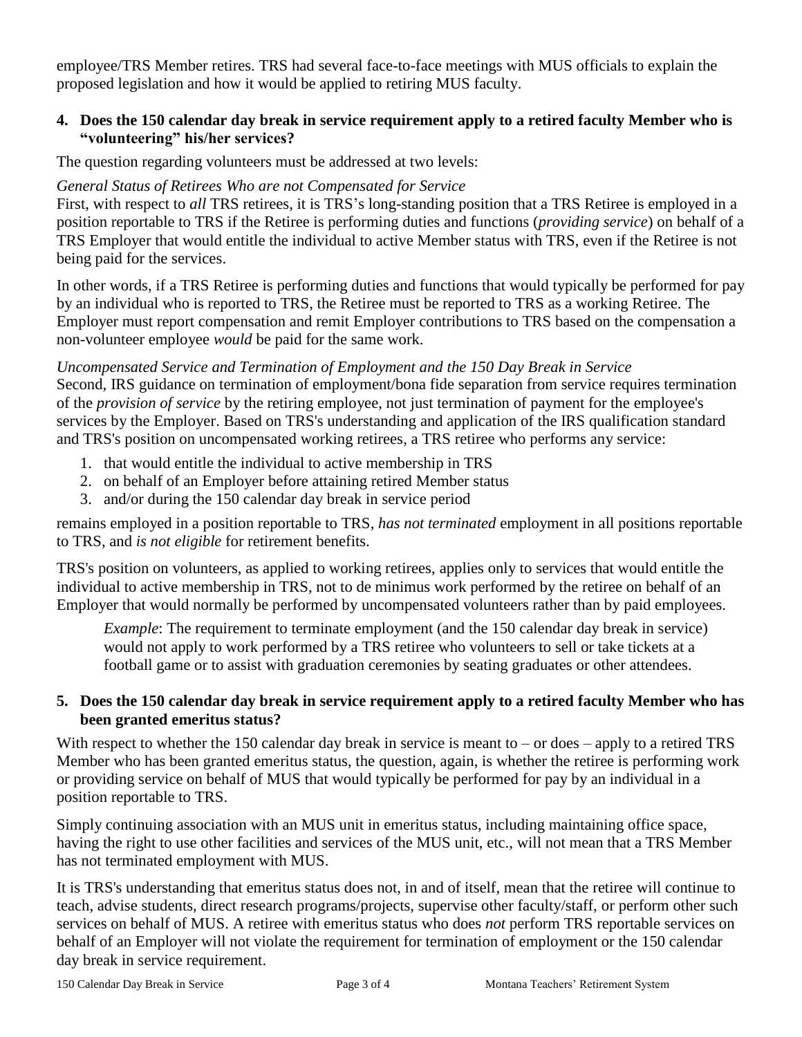employee/TRS Member retires. TRS had several face-to-face meetings with MUS officials to explain the proposed legislation and how it would be applied to retiring MUS faculty.

### 4. Does the 150 calendar day break in service requirement apply to a retired faculty Member who is "volunteering" his/her services?

The question regarding volunteers must be addressed at two levels:

*General Status of Retirees Who are not Compensated for Service*

First, with respect to *all* TRS retirees, it is TRS's long-standing position that a TRS Retiree is employed in a position reportable to TRS if the Retiree is performing duties and functions (*providing service*) on behalf of a TRS Employer that would entitle the individual to active Member status with TRS, even if the Retiree is not being paid for the services.

In other words, if a TRS Retiree is performing duties and functions that would typically be performed for pay by an individual who is reported to TRS, the Retiree must be reported to TRS as a working Retiree. The Employer must report compensation and remit Employer contributions to TRS based on the compensation a non-volunteer employee *would* be paid for the same work.

*Uncompensated Service and Termination of Employment and the 150 Day Break in Service*

Second, IRS guidance on termination of employment/bona fide separation from service requires termination of the *provision of service* by the retiring employee, not just termination of payment for the employee's services by the Employer. Based on TRS's understanding and application of the IRS qualification standard and TRS's position on uncompensated working retirees, a TRS retiree who performs any service:

1. that would entitle the individual to active membership in TRS
2. on behalf of an Employer before attaining retired Member status
3. and/or during the 150 calendar day break in service period

remains employed in a position reportable to TRS, *has not terminated* employment in all positions reportable to TRS, and *is not eligible* for retirement benefits.

TRS's position on volunteers, as applied to working retirees, applies only to services that would entitle the individual to active membership in TRS, not to de minimus work performed by the retiree on behalf of an Employer that would normally be performed by uncompensated volunteers rather than by paid employees.

> *Example*: The requirement to terminate employment (and the 150 calendar day break in service) would not apply to work performed by a TRS retiree who volunteers to sell or take tickets at a football game or to assist with graduation ceremonies by seating graduates or other attendees.

### 5. Does the 150 calendar day break in service requirement apply to a retired faculty Member who has been granted emeritus status?

With respect to whether the 150 calendar day break in service is meant to – or does – apply to a retired TRS Member who has been granted emeritus status, the question, again, is whether the retiree is performing work or providing service on behalf of MUS that would typically be performed for pay by an individual in a position reportable to TRS.

Simply continuing association with an MUS unit in emeritus status, including maintaining office space, having the right to use other facilities and services of the MUS unit, etc., will not mean that a TRS Member has not terminated employment with MUS.

It is TRS's understanding that emeritus status does not, in and of itself, mean that the retiree will continue to teach, advise students, direct research programs/projects, supervise other faculty/staff, or perform other such services on behalf of MUS. A retiree with emeritus status who does *not* perform TRS reportable services on behalf of an Employer will not violate the requirement for termination of employment or the 150 calendar day break in service requirement.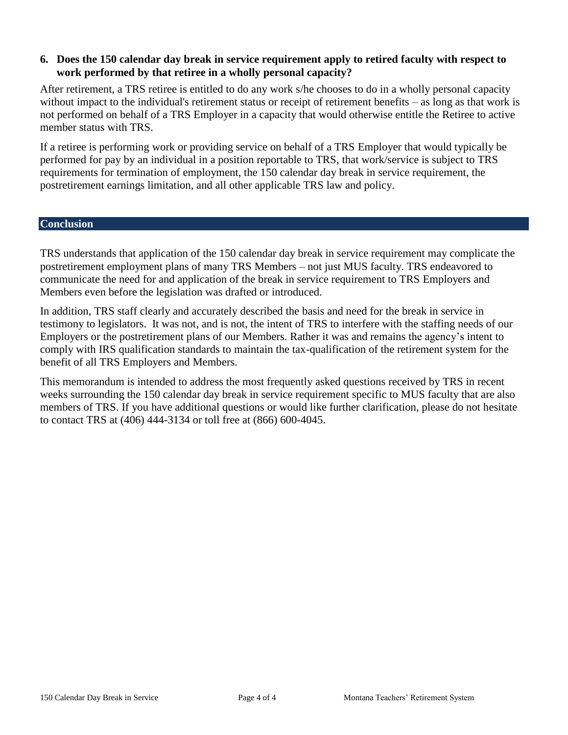**6. Does the 150 calendar day break in service requirement apply to retired faculty with respect to work performed by that retiree in a wholly personal capacity?**

After retirement, a TRS retiree is entitled to do any work s/he chooses to do in a wholly personal capacity without impact to the individual's retirement status or receipt of retirement benefits – as long as that work is not performed on behalf of a TRS Employer in a capacity that would otherwise entitle the Retiree to active member status with TRS.

If a retiree is performing work or providing service on behalf of a TRS Employer that would typically be performed for pay by an individual in a position reportable to TRS, that work/service is subject to TRS requirements for termination of employment, the 150 calendar day break in service requirement, the postretirement earnings limitation, and all other applicable TRS law and policy.

## Conclusion

TRS understands that application of the 150 calendar day break in service requirement may complicate the postretirement employment plans of many TRS Members – not just MUS faculty. TRS endeavored to communicate the need for and application of the break in service requirement to TRS Employers and Members even before the legislation was drafted or introduced.

In addition, TRS staff clearly and accurately described the basis and need for the break in service in testimony to legislators. It was not, and is not, the intent of TRS to interfere with the staffing needs of our Employers or the postretirement plans of our Members. Rather it was and remains the agency's intent to comply with IRS qualification standards to maintain the tax-qualification of the retirement system for the benefit of all TRS Employers and Members.

This memorandum is intended to address the most frequently asked questions received by TRS in recent weeks surrounding the 150 calendar day break in service requirement specific to MUS faculty that are also members of TRS. If you have additional questions or would like further clarification, please do not hesitate to contact TRS at (406) 444-3134 or toll free at (866) 600-4045.